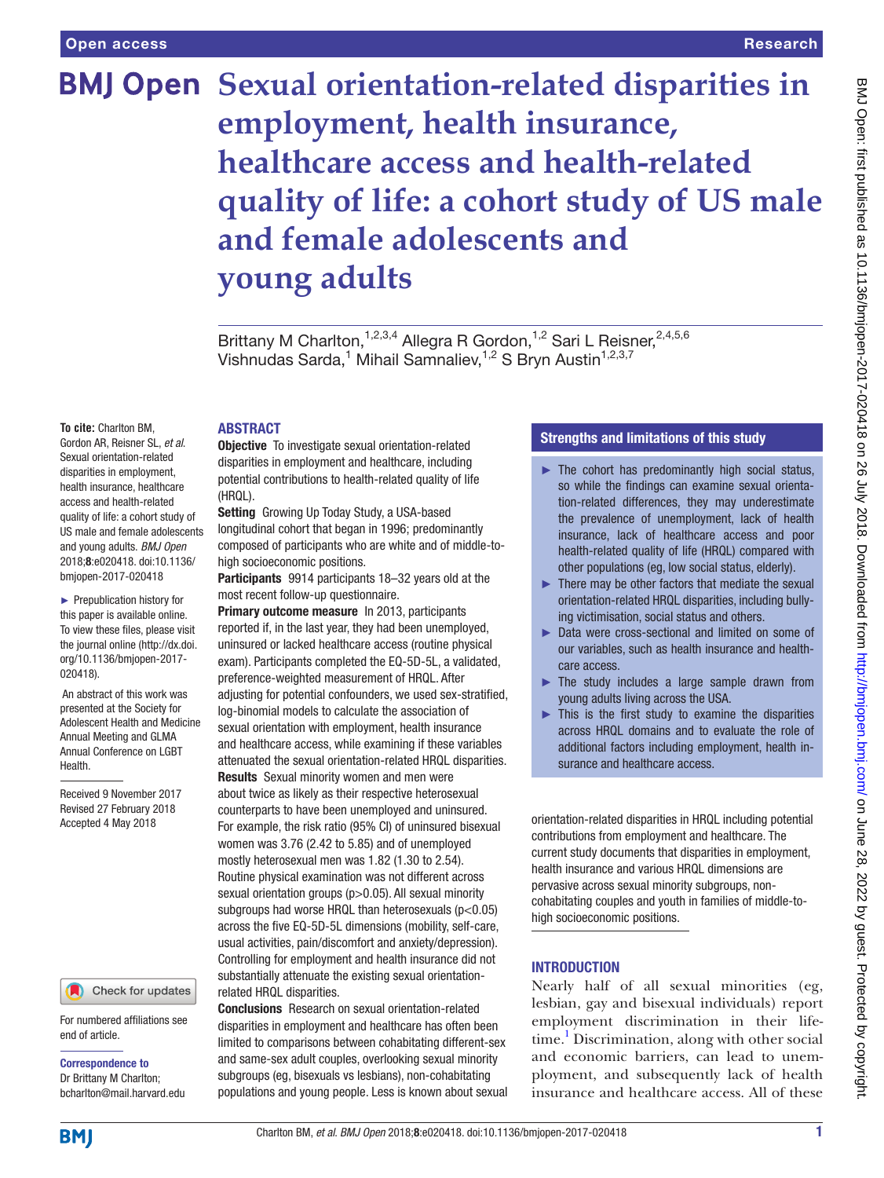# Sexual orientation-related disparities in employment, health insurance, healthcare access and health-related quality of life: a cohort study of US male and female adolescents and young adults

Brittany M Charlton,[1,2,3,4] Allegra R Gordon,[1,2] Sari L Reisner,[2,4,5,6] Vishnudas Sarda,[1] Mihail Samnaliev,[1,2] S Bryn Austin[1,2,3,7]

**To cite:** Charlton BM, Gordon AR, Reisner SL, *et al*. Sexual orientation-related disparities in employment, health insurance, healthcare access and health-related quality of life: a cohort study of US male and female adolescents and young adults. *BMJ Open* 2018;**8**:e020418. doi:10.1136/bmjopen-2017-020418

► Prepublication history for this paper is available online. To view these files, please visit the journal online (http://dx.doi.org/10.1136/bmjopen-2017-020418).

An abstract of this work was presented at the Society for Adolescent Health and Medicine Annual Meeting and GLMA Annual Conference on LGBT Health.

Received 9 November 2017
Revised 27 February 2018
Accepted 4 May 2018

For numbered affiliations see end of article.

**Correspondence to**
Dr Brittany M Charlton; bcharlton@mail.harvard.edu

## ABSTRACT

**Objective** To investigate sexual orientation-related disparities in employment and healthcare, including potential contributions to health-related quality of life (HRQL).

**Setting** Growing Up Today Study, a USA-based longitudinal cohort that began in 1996; predominantly composed of participants who are white and of middle-to-high socioeconomic positions.

**Participants** 9914 participants 18–32 years old at the most recent follow-up questionnaire.

**Primary outcome measure** In 2013, participants reported if, in the last year, they had been unemployed, uninsured or lacked healthcare access (routine physical exam). Participants completed the EQ-5D-5L, a validated, preference-weighted measurement of HRQL. After adjusting for potential confounders, we used sex-stratified, log-binomial models to calculate the association of sexual orientation with employment, health insurance and healthcare access, while examining if these variables attenuated the sexual orientation-related HRQL disparities.

**Results** Sexual minority women and men were about twice as likely as their respective heterosexual counterparts to have been unemployed and uninsured. For example, the risk ratio (95% CI) of uninsured bisexual women was 3.76 (2.42 to 5.85) and of unemployed mostly heterosexual men was 1.82 (1.30 to 2.54). Routine physical examination was not different across sexual orientation groups ($p>0.05$). All sexual minority subgroups had worse HRQL than heterosexuals ($p<0.05$) across the five EQ-5D-5L dimensions (mobility, self-care, usual activities, pain/discomfort and anxiety/depression). Controlling for employment and health insurance did not substantially attenuate the existing sexual orientation-related HRQL disparities.

**Conclusions** Research on sexual orientation-related disparities in employment and healthcare has often been limited to comparisons between cohabitating different-sex and same-sex adult couples, overlooking sexual minority subgroups (eg, bisexuals vs lesbians), non-cohabitating populations and young people. Less is known about sexual orientation-related disparities in HRQL including potential contributions from employment and healthcare. The current study documents that disparities in employment, health insurance and various HRQL dimensions are pervasive across sexual minority subgroups, non-cohabitating couples and youth in families of middle-to-high socioeconomic positions.

## Strengths and limitations of this study

- ► The cohort has predominantly high social status, so while the findings can examine sexual orientation-related differences, they may underestimate the prevalence of unemployment, lack of health insurance, lack of healthcare access and poor health-related quality of life (HRQL) compared with other populations (eg, low social status, elderly).
- ► There may be other factors that mediate the sexual orientation-related HRQL disparities, including bullying victimisation, social status and others.
- ► Data were cross-sectional and limited on some of our variables, such as health insurance and healthcare access.
- ► The study includes a large sample drawn from young adults living across the USA.
- ► This is the first study to examine the disparities across HRQL domains and to evaluate the role of additional factors including employment, health insurance and healthcare access.

## INTRODUCTION

Nearly half of all sexual minorities (eg, lesbian, gay and bisexual individuals) report employment discrimination in their lifetime.[1] Discrimination, along with other social and economic barriers, can lead to unemployment, and subsequently lack of health insurance and healthcare access. All of these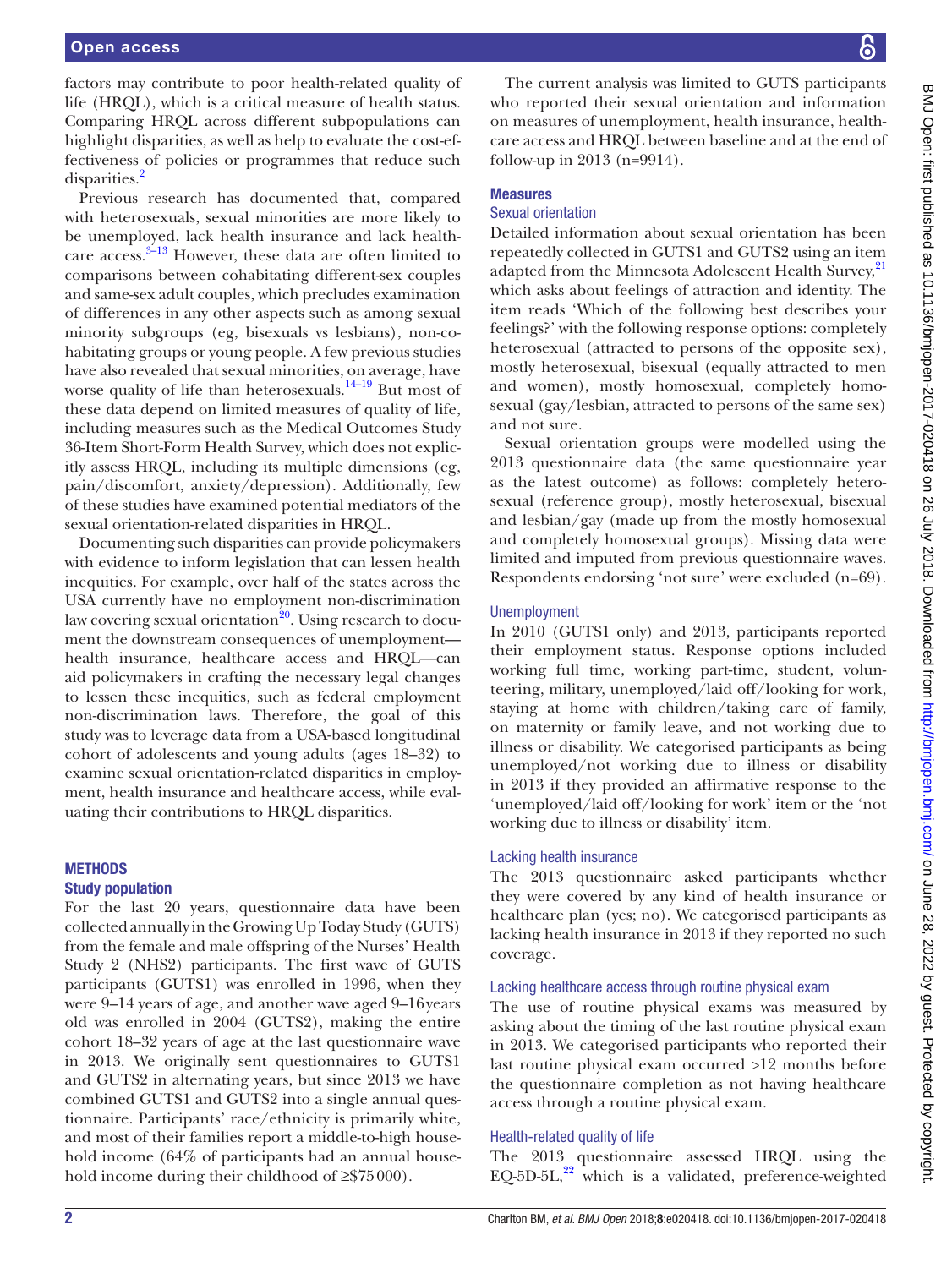factors may contribute to poor health-related quality of life (HRQL), which is a critical measure of health status. Comparing HRQL across different subpopulations can highlight disparities, as well as help to evaluate the cost-effectiveness of policies or programmes that reduce such disparities.[2]

Previous research has documented that, compared with heterosexuals, sexual minorities are more likely to be unemployed, lack health insurance and lack healthcare access.[3–13] However, these data are often limited to comparisons between cohabitating different-sex couples and same-sex adult couples, which precludes examination of differences in any other aspects such as among sexual minority subgroups (eg, bisexuals vs lesbians), non-cohabitating groups or young people. A few previous studies have also revealed that sexual minorities, on average, have worse quality of life than heterosexuals.[14–19] But most of these data depend on limited measures of quality of life, including measures such as the Medical Outcomes Study 36-Item Short-Form Health Survey, which does not explicitly assess HRQL, including its multiple dimensions (eg, pain/discomfort, anxiety/depression). Additionally, few of these studies have examined potential mediators of the sexual orientation-related disparities in HRQL.

Documenting such disparities can provide policymakers with evidence to inform legislation that can lessen health inequities. For example, over half of the states across the USA currently have no employment non-discrimination law covering sexual orientation[20]. Using research to document the downstream consequences of unemployment—health insurance, healthcare access and HRQL—can aid policymakers in crafting the necessary legal changes to lessen these inequities, such as federal employment non-discrimination laws. Therefore, the goal of this study was to leverage data from a USA-based longitudinal cohort of adolescents and young adults (ages 18–32) to examine sexual orientation-related disparities in employment, health insurance and healthcare access, while evaluating their contributions to HRQL disparities.

## METHODS

### Study population

For the last 20 years, questionnaire data have been collected annually in the Growing Up Today Study (GUTS) from the female and male offspring of the Nurses' Health Study 2 (NHS2) participants. The first wave of GUTS participants (GUTS1) was enrolled in 1996, when they were 9–14 years of age, and another wave aged 9–16 years old was enrolled in 2004 (GUTS2), making the entire cohort 18–32 years of age at the last questionnaire wave in 2013. We originally sent questionnaires to GUTS1 and GUTS2 in alternating years, but since 2013 we have combined GUTS1 and GUTS2 into a single annual questionnaire. Participants' race/ethnicity is primarily white, and most of their families report a middle-to-high household income (64% of participants had an annual household income during their childhood of ≥$75 000).

The current analysis was limited to GUTS participants who reported their sexual orientation and information on measures of unemployment, health insurance, healthcare access and HRQL between baseline and at the end of follow-up in 2013 (n=9914).

### Measures

#### Sexual orientation

Detailed information about sexual orientation has been repeatedly collected in GUTS1 and GUTS2 using an item adapted from the Minnesota Adolescent Health Survey,[21] which asks about feelings of attraction and identity. The item reads 'Which of the following best describes your feelings?' with the following response options: completely heterosexual (attracted to persons of the opposite sex), mostly heterosexual, bisexual (equally attracted to men and women), mostly homosexual, completely homosexual (gay/lesbian, attracted to persons of the same sex) and not sure.

Sexual orientation groups were modelled using the 2013 questionnaire data (the same questionnaire year as the latest outcome) as follows: completely heterosexual (reference group), mostly heterosexual, bisexual and lesbian/gay (made up from the mostly homosexual and completely homosexual groups). Missing data were limited and imputed from previous questionnaire waves. Respondents endorsing 'not sure' were excluded (n=69).

#### Unemployment

In 2010 (GUTS1 only) and 2013, participants reported their employment status. Response options included working full time, working part-time, student, volunteering, military, unemployed/laid off/looking for work, staying at home with children/taking care of family, on maternity or family leave, and not working due to illness or disability. We categorised participants as being unemployed/not working due to illness or disability in 2013 if they provided an affirmative response to the 'unemployed/laid off/looking for work' item or the 'not working due to illness or disability' item.

#### Lacking health insurance

The 2013 questionnaire asked participants whether they were covered by any kind of health insurance or healthcare plan (yes; no). We categorised participants as lacking health insurance in 2013 if they reported no such coverage.

#### Lacking healthcare access through routine physical exam

The use of routine physical exams was measured by asking about the timing of the last routine physical exam in 2013. We categorised participants who reported their last routine physical exam occurred >12 months before the questionnaire completion as not having healthcare access through a routine physical exam.

#### Health-related quality of life

The 2013 questionnaire assessed HRQL using the EQ-5D-5L,[22] which is a validated, preference-weighted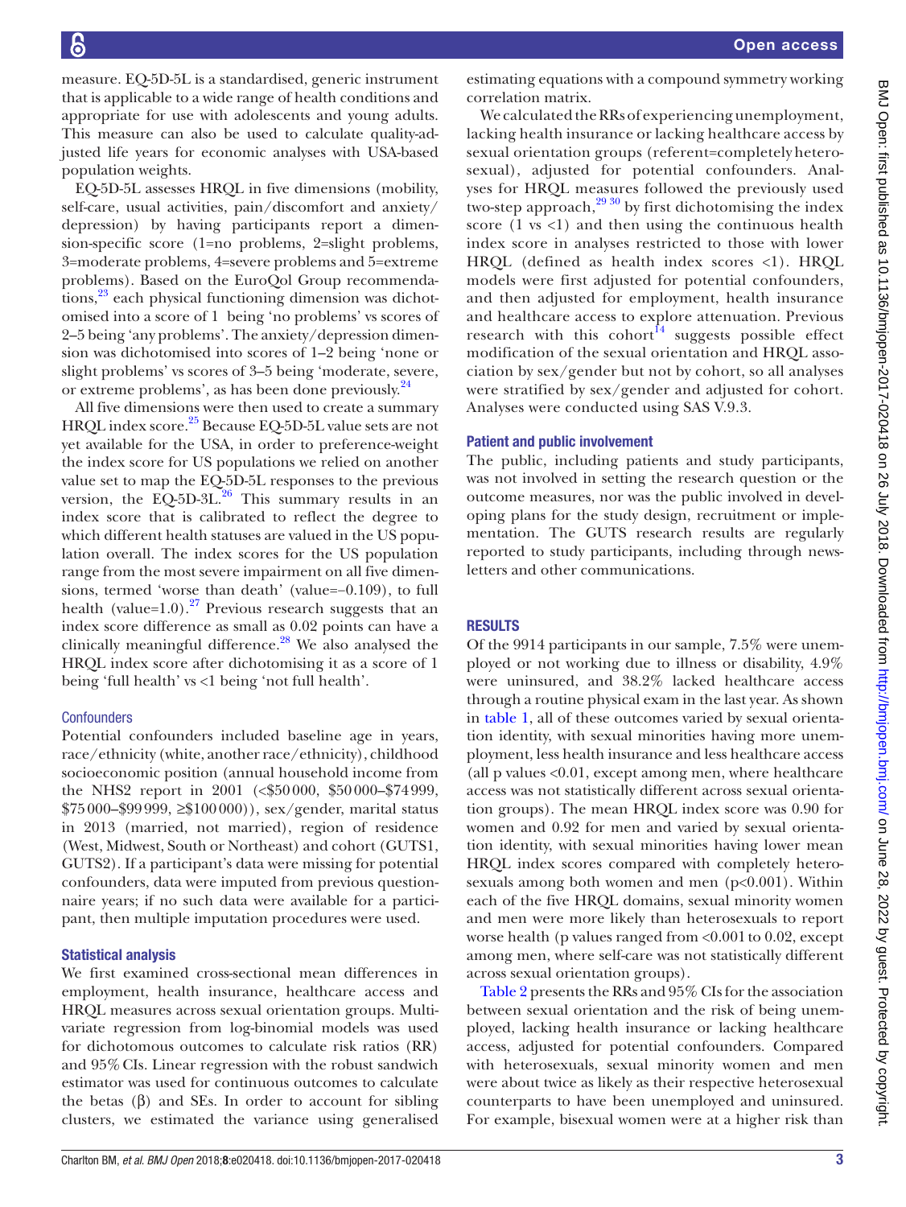measure. EQ-5D-5L is a standardised, generic instrument that is applicable to a wide range of health conditions and appropriate for use with adolescents and young adults. This measure can also be used to calculate quality-adjusted life years for economic analyses with USA-based population weights.

EQ-5D-5L assesses HRQL in five dimensions (mobility, self-care, usual activities, pain/discomfort and anxiety/depression) by having participants report a dimension-specific score (1=no problems, 2=slight problems, 3=moderate problems, 4=severe problems and 5=extreme problems). Based on the EuroQol Group recommendations,[23] each physical functioning dimension was dichotomised into a score of 1 being 'no problems' vs scores of 2–5 being 'any problems'. The anxiety/depression dimension was dichotomised into scores of 1–2 being 'none or slight problems' vs scores of 3–5 being 'moderate, severe, or extreme problems', as has been done previously.[24]

All five dimensions were then used to create a summary HRQL index score.[25] Because EQ-5D-5L value sets are not yet available for the USA, in order to preference-weight the index score for US populations we relied on another value set to map the EQ-5D-5L responses to the previous version, the EQ-5D-3L.[26] This summary results in an index score that is calibrated to reflect the degree to which different health statuses are valued in the US population overall. The index scores for the US population range from the most severe impairment on all five dimensions, termed 'worse than death' (value=−0.109), to full health (value=1.0).[27] Previous research suggests that an index score difference as small as 0.02 points can have a clinically meaningful difference.[28] We also analysed the HRQL index score after dichotomising it as a score of 1 being 'full health' vs <1 being 'not full health'.

### Confounders

Potential confounders included baseline age in years, race/ethnicity (white, another race/ethnicity), childhood socioeconomic position (annual household income from the NHS2 report in 2001 (<\$50 000, \$50 000–\$74 999, \$75 000–\$99 999, ≥\$100 000)), sex/gender, marital status in 2013 (married, not married), region of residence (West, Midwest, South or Northeast) and cohort (GUTS1, GUTS2). If a participant's data were missing for potential confounders, data were imputed from previous questionnaire years; if no such data were available for a participant, then multiple imputation procedures were used.

### Statistical analysis

We first examined cross-sectional mean differences in employment, health insurance, healthcare access and HRQL measures across sexual orientation groups. Multivariate regression from log-binomial models was used for dichotomous outcomes to calculate risk ratios (RR) and 95% CIs. Linear regression with the robust sandwich estimator was used for continuous outcomes to calculate the betas (β) and SEs. In order to account for sibling clusters, we estimated the variance using generalised estimating equations with a compound symmetry working correlation matrix.

We calculated the RRs of experiencing unemployment, lacking health insurance or lacking healthcare access by sexual orientation groups (referent=completely heterosexual), adjusted for potential confounders. Analyses for HRQL measures followed the previously used two-step approach,[29 30] by first dichotomising the index score (1 vs <1) and then using the continuous health index score in analyses restricted to those with lower HRQL (defined as health index scores <1). HRQL models were first adjusted for potential confounders, and then adjusted for employment, health insurance and healthcare access to explore attenuation. Previous research with this cohort[14] suggests possible effect modification of the sexual orientation and HRQL association by sex/gender but not by cohort, so all analyses were stratified by sex/gender and adjusted for cohort. Analyses were conducted using SAS V.9.3.

### Patient and public involvement

The public, including patients and study participants, was not involved in setting the research question or the outcome measures, nor was the public involved in developing plans for the study design, recruitment or implementation. The GUTS research results are regularly reported to study participants, including through newsletters and other communications.

## RESULTS

Of the 9914 participants in our sample, 7.5% were unemployed or not working due to illness or disability, 4.9% were uninsured, and 38.2% lacked healthcare access through a routine physical exam in the last year. As shown in table 1, all of these outcomes varied by sexual orientation identity, with sexual minorities having more unemployment, less health insurance and less healthcare access (all p values <0.01, except among men, where healthcare access was not statistically different across sexual orientation groups). The mean HRQL index score was 0.90 for women and 0.92 for men and varied by sexual orientation identity, with sexual minorities having lower mean HRQL index scores compared with completely heterosexuals among both women and men (p<0.001). Within each of the five HRQL domains, sexual minority women and men were more likely than heterosexuals to report worse health (p values ranged from <0.001 to 0.02, except among men, where self-care was not statistically different across sexual orientation groups).

Table 2 presents the RRs and 95% CIs for the association between sexual orientation and the risk of being unemployed, lacking health insurance or lacking healthcare access, adjusted for potential confounders. Compared with heterosexuals, sexual minority women and men were about twice as likely as their respective heterosexual counterparts to have been unemployed and uninsured. For example, bisexual women were at a higher risk than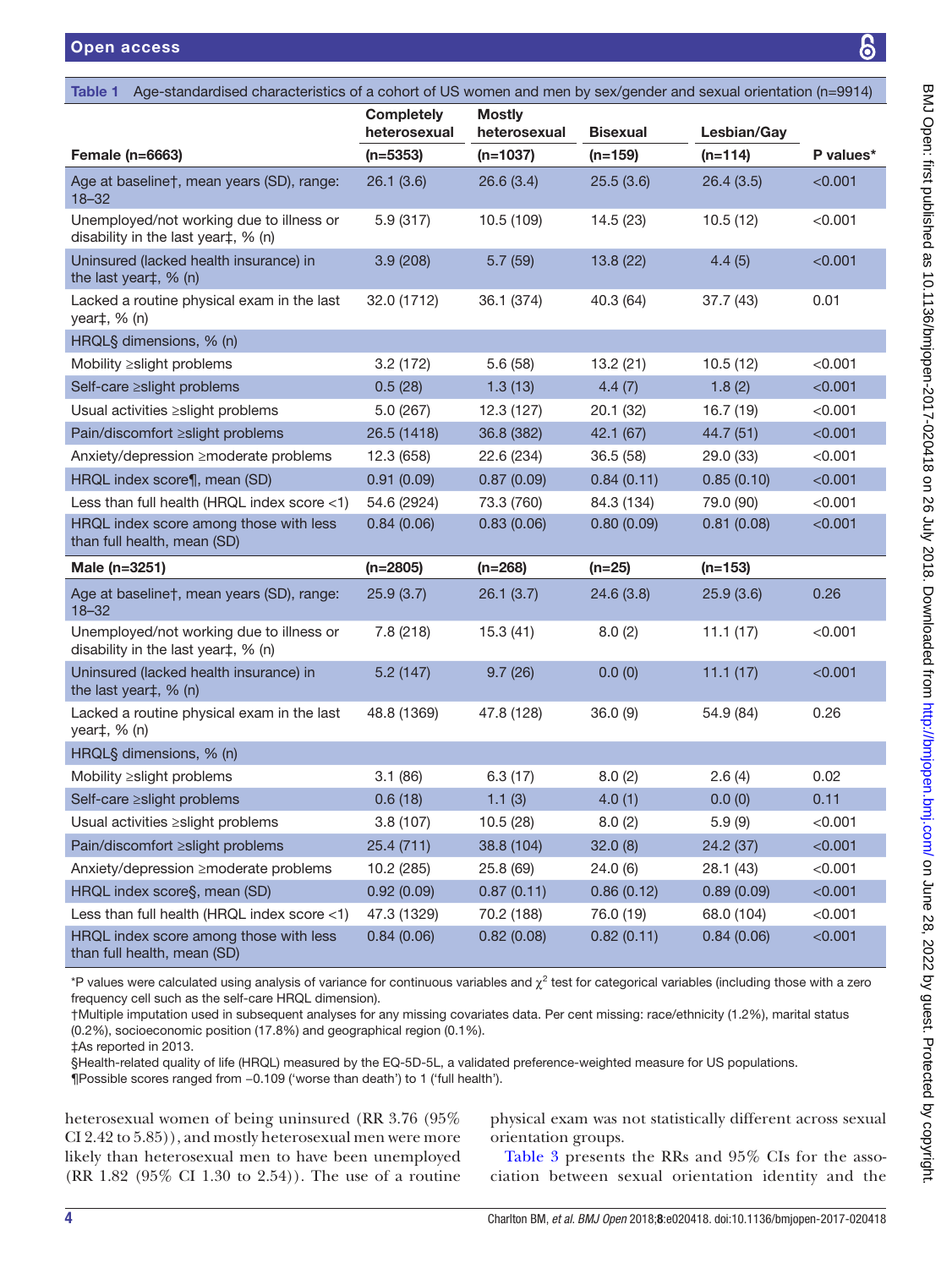**Table 1** Age-standardised characteristics of a cohort of US women and men by sex/gender and sexual orientation (n=9914)

| Female (n=6663) | Completely heterosexual (n=5353) | Mostly heterosexual (n=1037) | Bisexual (n=159) | Lesbian/Gay (n=114) | P values* |
|---|---|---|---|---|---|
| Age at baseline†, mean years (SD), range: 18–32 | 26.1 (3.6) | 26.6 (3.4) | 25.5 (3.6) | 26.4 (3.5) | <0.001 |
| Unemployed/not working due to illness or disability in the last year‡, % (n) | 5.9 (317) | 10.5 (109) | 14.5 (23) | 10.5 (12) | <0.001 |
| Uninsured (lacked health insurance) in the last year‡, % (n) | 3.9 (208) | 5.7 (59) | 13.8 (22) | 4.4 (5) | <0.001 |
| Lacked a routine physical exam in the last year‡, % (n) | 32.0 (1712) | 36.1 (374) | 40.3 (64) | 37.7 (43) | 0.01 |
| HRQL§ dimensions, % (n) | | | | | |
| Mobility ≥slight problems | 3.2 (172) | 5.6 (58) | 13.2 (21) | 10.5 (12) | <0.001 |
| Self-care ≥slight problems | 0.5 (28) | 1.3 (13) | 4.4 (7) | 1.8 (2) | <0.001 |
| Usual activities ≥slight problems | 5.0 (267) | 12.3 (127) | 20.1 (32) | 16.7 (19) | <0.001 |
| Pain/discomfort ≥slight problems | 26.5 (1418) | 36.8 (382) | 42.1 (67) | 44.7 (51) | <0.001 |
| Anxiety/depression ≥moderate problems | 12.3 (658) | 22.6 (234) | 36.5 (58) | 29.0 (33) | <0.001 |
| HRQL index score¶, mean (SD) | 0.91 (0.09) | 0.87 (0.09) | 0.84 (0.11) | 0.85 (0.10) | <0.001 |
| Less than full health (HRQL index score <1) | 54.6 (2924) | 73.3 (760) | 84.3 (134) | 79.0 (90) | <0.001 |
| HRQL index score among those with less than full health, mean (SD) | 0.84 (0.06) | 0.83 (0.06) | 0.80 (0.09) | 0.81 (0.08) | <0.001 |
| **Male (n=3251)** | **(n=2805)** | **(n=268)** | **(n=25)** | **(n=153)** | |
| Age at baseline†, mean years (SD), range: 18–32 | 25.9 (3.7) | 26.1 (3.7) | 24.6 (3.8) | 25.9 (3.6) | 0.26 |
| Unemployed/not working due to illness or disability in the last year‡, % (n) | 7.8 (218) | 15.3 (41) | 8.0 (2) | 11.1 (17) | <0.001 |
| Uninsured (lacked health insurance) in the last year‡, % (n) | 5.2 (147) | 9.7 (26) | 0.0 (0) | 11.1 (17) | <0.001 |
| Lacked a routine physical exam in the last year‡, % (n) | 48.8 (1369) | 47.8 (128) | 36.0 (9) | 54.9 (84) | 0.26 |
| HRQL§ dimensions, % (n) | | | | | |
| Mobility ≥slight problems | 3.1 (86) | 6.3 (17) | 8.0 (2) | 2.6 (4) | 0.02 |
| Self-care ≥slight problems | 0.6 (18) | 1.1 (3) | 4.0 (1) | 0.0 (0) | 0.11 |
| Usual activities ≥slight problems | 3.8 (107) | 10.5 (28) | 8.0 (2) | 5.9 (9) | <0.001 |
| Pain/discomfort ≥slight problems | 25.4 (711) | 38.8 (104) | 32.0 (8) | 24.2 (37) | <0.001 |
| Anxiety/depression ≥moderate problems | 10.2 (285) | 25.8 (69) | 24.0 (6) | 28.1 (43) | <0.001 |
| HRQL index score§, mean (SD) | 0.92 (0.09) | 0.87 (0.11) | 0.86 (0.12) | 0.89 (0.09) | <0.001 |
| Less than full health (HRQL index score <1) | 47.3 (1329) | 70.2 (188) | 76.0 (19) | 68.0 (104) | <0.001 |
| HRQL index score among those with less than full health, mean (SD) | 0.84 (0.06) | 0.82 (0.08) | 0.82 (0.11) | 0.84 (0.06) | <0.001 |

*P values were calculated using analysis of variance for continuous variables and $\chi^2$ test for categorical variables (including those with a zero frequency cell such as the self-care HRQL dimension).
†Multiple imputation used in subsequent analyses for any missing covariates data. Per cent missing: race/ethnicity (1.2%), marital status (0.2%), socioeconomic position (17.8%) and geographical region (0.1%).
‡As reported in 2013.
§Health-related quality of life (HRQL) measured by the EQ-5D-5L, a validated preference-weighted measure for US populations.
¶Possible scores ranged from −0.109 ('worse than death') to 1 ('full health').

heterosexual women of being uninsured (RR 3.76 (95% CI 2.42 to 5.85)), and mostly heterosexual men were more likely than heterosexual men to have been unemployed (RR 1.82 (95% CI 1.30 to 2.54)). The use of a routine physical exam was not statistically different across sexual orientation groups.

Table 3 presents the RRs and 95% CIs for the association between sexual orientation identity and the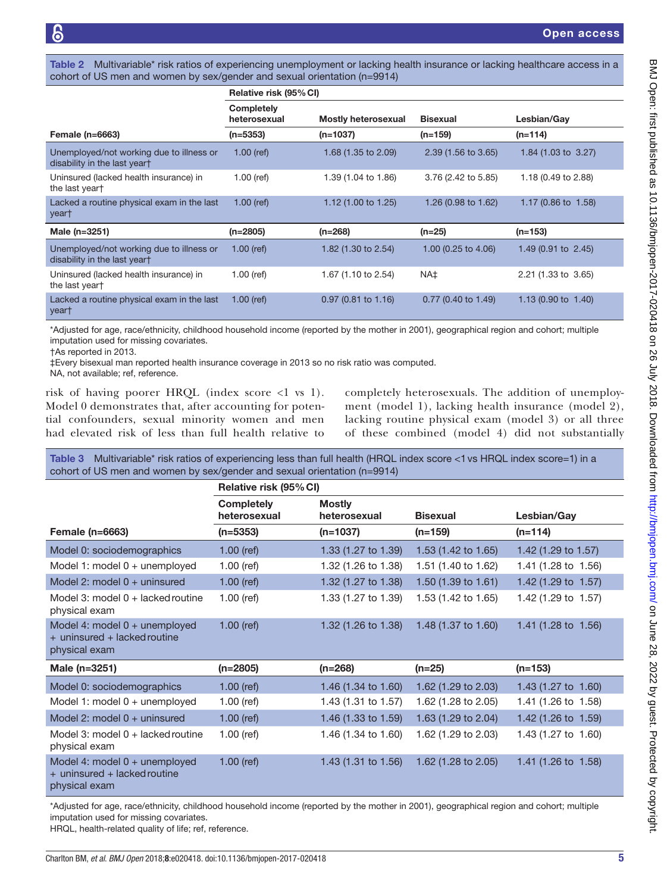**Table 2** Multivariable* risk ratios of experiencing unemployment or lacking health insurance or lacking healthcare access in a cohort of US men and women by sex/gender and sexual orientation (n=9914)

| | Relative risk (95% CI) | | | |
|---|---|---|---|---|
| | Completely heterosexual | Mostly heterosexual | Bisexual | Lesbian/Gay |
| **Female (n=6663)** | **(n=5353)** | **(n=1037)** | **(n=159)** | **(n=114)** |
| Unemployed/not working due to illness or disability in the last year† | 1.00 (ref) | 1.68 (1.35 to 2.09) | 2.39 (1.56 to 3.65) | 1.84 (1.03 to 3.27) |
| Uninsured (lacked health insurance) in the last year† | 1.00 (ref) | 1.39 (1.04 to 1.86) | 3.76 (2.42 to 5.85) | 1.18 (0.49 to 2.88) |
| Lacked a routine physical exam in the last year† | 1.00 (ref) | 1.12 (1.00 to 1.25) | 1.26 (0.98 to 1.62) | 1.17 (0.86 to 1.58) |
| **Male (n=3251)** | **(n=2805)** | **(n=268)** | **(n=25)** | **(n=153)** |
| Unemployed/not working due to illness or disability in the last year† | 1.00 (ref) | 1.82 (1.30 to 2.54) | 1.00 (0.25 to 4.06) | 1.49 (0.91 to 2.45) |
| Uninsured (lacked health insurance) in the last year† | 1.00 (ref) | 1.67 (1.10 to 2.54) | NA‡ | 2.21 (1.33 to 3.65) |
| Lacked a routine physical exam in the last year† | 1.00 (ref) | 0.97 (0.81 to 1.16) | 0.77 (0.40 to 1.49) | 1.13 (0.90 to 1.40) |

*Adjusted for age, race/ethnicity, childhood household income (reported by the mother in 2001), geographical region and cohort; multiple imputation used for missing covariates.
†As reported in 2013.
‡Every bisexual man reported health insurance coverage in 2013 so no risk ratio was computed.
NA, not available; ref, reference.

risk of having poorer HRQL (index score <1 vs 1). Model 0 demonstrates that, after accounting for potential confounders, sexual minority women and men had elevated risk of less than full health relative to completely heterosexuals. The addition of unemployment (model 1), lacking health insurance (model 2), lacking routine physical exam (model 3) or all three of these combined (model 4) did not substantially

**Table 3** Multivariable* risk ratios of experiencing less than full health (HRQL index score <1 vs HRQL index score=1) in a cohort of US men and women by sex/gender and sexual orientation (n=9914)

| | Relative risk (95% CI) | | | |
|---|---|---|---|---|
| | Completely heterosexual | Mostly heterosexual | Bisexual | Lesbian/Gay |
| **Female (n=6663)** | **(n=5353)** | **(n=1037)** | **(n=159)** | **(n=114)** |
| Model 0: sociodemographics | 1.00 (ref) | 1.33 (1.27 to 1.39) | 1.53 (1.42 to 1.65) | 1.42 (1.29 to 1.57) |
| Model 1: model 0 + unemployed | 1.00 (ref) | 1.32 (1.26 to 1.38) | 1.51 (1.40 to 1.62) | 1.41 (1.28 to 1.56) |
| Model 2: model 0 + uninsured | 1.00 (ref) | 1.32 (1.27 to 1.38) | 1.50 (1.39 to 1.61) | 1.42 (1.29 to 1.57) |
| Model 3: model 0 + lacked routine physical exam | 1.00 (ref) | 1.33 (1.27 to 1.39) | 1.53 (1.42 to 1.65) | 1.42 (1.29 to 1.57) |
| Model 4: model 0 + unemployed + uninsured + lacked routine physical exam | 1.00 (ref) | 1.32 (1.26 to 1.38) | 1.48 (1.37 to 1.60) | 1.41 (1.28 to 1.56) |
| **Male (n=3251)** | **(n=2805)** | **(n=268)** | **(n=25)** | **(n=153)** |
| Model 0: sociodemographics | 1.00 (ref) | 1.46 (1.34 to 1.60) | 1.62 (1.29 to 2.03) | 1.43 (1.27 to 1.60) |
| Model 1: model 0 + unemployed | 1.00 (ref) | 1.43 (1.31 to 1.57) | 1.62 (1.28 to 2.05) | 1.41 (1.26 to 1.58) |
| Model 2: model 0 + uninsured | 1.00 (ref) | 1.46 (1.33 to 1.59) | 1.63 (1.29 to 2.04) | 1.42 (1.26 to 1.59) |
| Model 3: model 0 + lacked routine physical exam | 1.00 (ref) | 1.46 (1.34 to 1.60) | 1.62 (1.29 to 2.03) | 1.43 (1.27 to 1.60) |
| Model 4: model 0 + unemployed + uninsured + lacked routine physical exam | 1.00 (ref) | 1.43 (1.31 to 1.56) | 1.62 (1.28 to 2.05) | 1.41 (1.26 to 1.58) |

*Adjusted for age, race/ethnicity, childhood household income (reported by the mother in 2001), geographical region and cohort; multiple imputation used for missing covariates.
HRQL, health-related quality of life; ref, reference.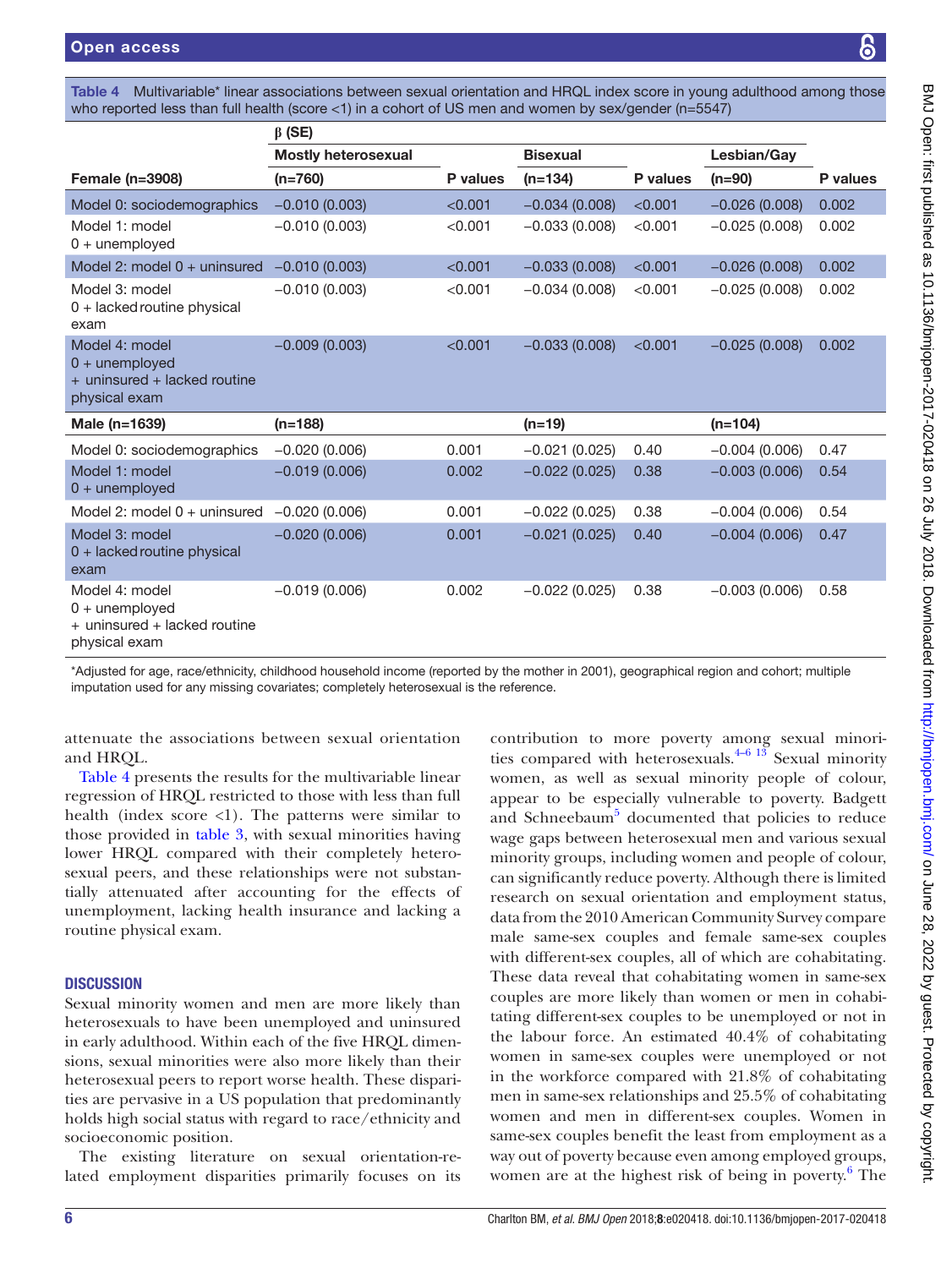**Table 4** Multivariable* linear associations between sexual orientation and HRQL index score in young adulthood among those who reported less than full health (score <1) in a cohort of US men and women by sex/gender (n=5547)

| | β (SE) | | | | | |
|---|---|---|---|---|---|---|
| | Mostly heterosexual | | Bisexual | | Lesbian/Gay | |
| **Female (n=3908)** | (n=760) | P values | (n=134) | P values | (n=90) | P values |
| Model 0: sociodemographics | −0.010 (0.003) | <0.001 | −0.034 (0.008) | <0.001 | −0.026 (0.008) | 0.002 |
| Model 1: model 0 + unemployed | −0.010 (0.003) | <0.001 | −0.033 (0.008) | <0.001 | −0.025 (0.008) | 0.002 |
| Model 2: model 0 + uninsured | −0.010 (0.003) | <0.001 | −0.033 (0.008) | <0.001 | −0.026 (0.008) | 0.002 |
| Model 3: model 0 + lacked routine physical exam | −0.010 (0.003) | <0.001 | −0.034 (0.008) | <0.001 | −0.025 (0.008) | 0.002 |
| Model 4: model 0 + unemployed + uninsured + lacked routine physical exam | −0.009 (0.003) | <0.001 | −0.033 (0.008) | <0.001 | −0.025 (0.008) | 0.002 |
| **Male (n=1639)** | (n=188) | | (n=19) | | (n=104) | |
| Model 0: sociodemographics | −0.020 (0.006) | 0.001 | −0.021 (0.025) | 0.40 | −0.004 (0.006) | 0.47 |
| Model 1: model 0 + unemployed | −0.019 (0.006) | 0.002 | −0.022 (0.025) | 0.38 | −0.003 (0.006) | 0.54 |
| Model 2: model 0 + uninsured | −0.020 (0.006) | 0.001 | −0.022 (0.025) | 0.38 | −0.004 (0.006) | 0.54 |
| Model 3: model 0 + lacked routine physical exam | −0.020 (0.006) | 0.001 | −0.021 (0.025) | 0.40 | −0.004 (0.006) | 0.47 |
| Model 4: model 0 + unemployed + uninsured + lacked routine physical exam | −0.019 (0.006) | 0.002 | −0.022 (0.025) | 0.38 | −0.003 (0.006) | 0.58 |

*Adjusted for age, race/ethnicity, childhood household income (reported by the mother in 2001), geographical region and cohort; multiple imputation used for any missing covariates; completely heterosexual is the reference.

attenuate the associations between sexual orientation and HRQL.

Table 4 presents the results for the multivariable linear regression of HRQL restricted to those with less than full health (index score <1). The patterns were similar to those provided in table 3, with sexual minorities having lower HRQL compared with their completely heterosexual peers, and these relationships were not substantially attenuated after accounting for the effects of unemployment, lacking health insurance and lacking a routine physical exam.

## DISCUSSION

Sexual minority women and men are more likely than heterosexuals to have been unemployed and uninsured in early adulthood. Within each of the five HRQL dimensions, sexual minorities were also more likely than their heterosexual peers to report worse health. These disparities are pervasive in a US population that predominantly holds high social status with regard to race/ethnicity and socioeconomic position.

The existing literature on sexual orientation-related employment disparities primarily focuses on its contribution to more poverty among sexual minorities compared with heterosexuals.[4–6 13] Sexual minority women, as well as sexual minority people of colour, appear to be especially vulnerable to poverty. Badgett and Schneebaum[5] documented that policies to reduce wage gaps between heterosexual men and various sexual minority groups, including women and people of colour, can significantly reduce poverty. Although there is limited research on sexual orientation and employment status, data from the 2010 American Community Survey compare male same-sex couples and female same-sex couples with different-sex couples, all of which are cohabitating. These data reveal that cohabitating women in same-sex couples are more likely than women or men in cohabitating different-sex couples to be unemployed or not in the labour force. An estimated 40.4% of cohabitating women in same-sex couples were unemployed or not in the workforce compared with 21.8% of cohabitating men in same-sex relationships and 25.5% of cohabitating women and men in different-sex couples. Women in same-sex couples benefit the least from employment as a way out of poverty because even among employed groups, women are at the highest risk of being in poverty.[6] The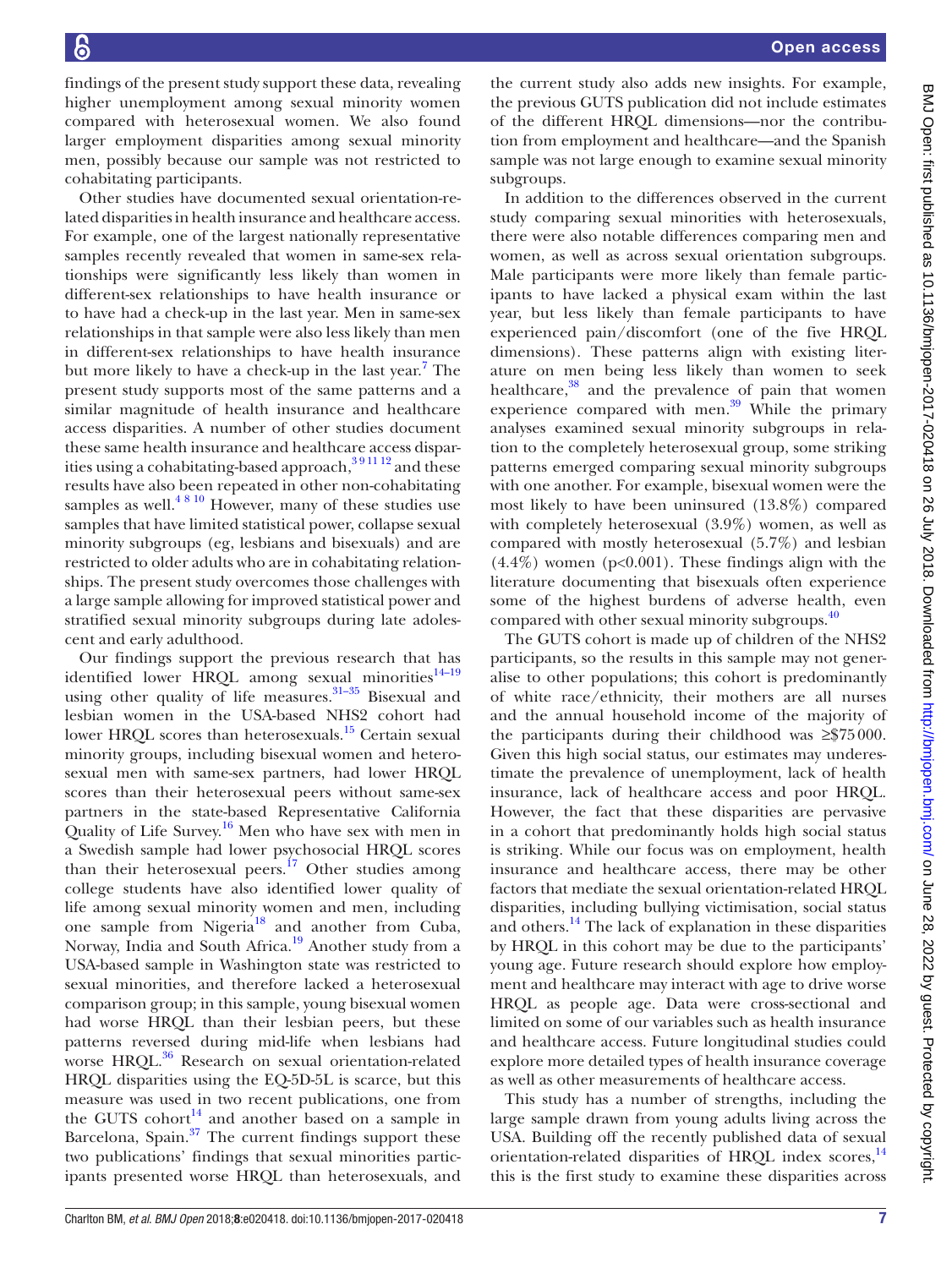findings of the present study support these data, revealing higher unemployment among sexual minority women compared with heterosexual women. We also found larger employment disparities among sexual minority men, possibly because our sample was not restricted to cohabitating participants.

Other studies have documented sexual orientation-related disparities in health insurance and healthcare access. For example, one of the largest nationally representative samples recently revealed that women in same-sex relationships were significantly less likely than women in different-sex relationships to have health insurance or to have had a check-up in the last year. Men in same-sex relationships in that sample were also less likely than men in different-sex relationships to have health insurance but more likely to have a check-up in the last year.[7] The present study supports most of the same patterns and a similar magnitude of health insurance and healthcare access disparities. A number of other studies document these same health insurance and healthcare access disparities using a cohabitating-based approach,[3 9 11 12] and these results have also been repeated in other non-cohabitating samples as well.[4 8 10] However, many of these studies use samples that have limited statistical power, collapse sexual minority subgroups (eg, lesbians and bisexuals) and are restricted to older adults who are in cohabitating relationships. The present study overcomes those challenges with a large sample allowing for improved statistical power and stratified sexual minority subgroups during late adolescent and early adulthood.

Our findings support the previous research that has identified lower HRQL among sexual minorities[14–19] using other quality of life measures.[31–35] Bisexual and lesbian women in the USA-based NHS2 cohort had lower HRQL scores than heterosexuals.[15] Certain sexual minority groups, including bisexual women and heterosexual men with same-sex partners, had lower HRQL scores than their heterosexual peers without same-sex partners in the state-based Representative California Quality of Life Survey.[16] Men who have sex with men in a Swedish sample had lower psychosocial HRQL scores than their heterosexual peers.[17] Other studies among college students have also identified lower quality of life among sexual minority women and men, including one sample from Nigeria[18] and another from Cuba, Norway, India and South Africa.[19] Another study from a USA-based sample in Washington state was restricted to sexual minorities, and therefore lacked a heterosexual comparison group; in this sample, young bisexual women had worse HRQL than their lesbian peers, but these patterns reversed during mid-life when lesbians had worse HRQL.[36] Research on sexual orientation-related HRQL disparities using the EQ-5D-5L is scarce, but this measure was used in two recent publications, one from the GUTS cohort[14] and another based on a sample in Barcelona, Spain.[37] The current findings support these two publications' findings that sexual minorities participants presented worse HRQL than heterosexuals, and the current study also adds new insights. For example, the previous GUTS publication did not include estimates of the different HRQL dimensions—nor the contribution from employment and healthcare—and the Spanish sample was not large enough to examine sexual minority subgroups.

In addition to the differences observed in the current study comparing sexual minorities with heterosexuals, there were also notable differences comparing men and women, as well as across sexual orientation subgroups. Male participants were more likely than female participants to have lacked a physical exam within the last year, but less likely than female participants to have experienced pain/discomfort (one of the five HRQL dimensions). These patterns align with existing literature on men being less likely than women to seek healthcare,[38] and the prevalence of pain that women experience compared with men.[39] While the primary analyses examined sexual minority subgroups in relation to the completely heterosexual group, some striking patterns emerged comparing sexual minority subgroups with one another. For example, bisexual women were the most likely to have been uninsured (13.8%) compared with completely heterosexual (3.9%) women, as well as compared with mostly heterosexual (5.7%) and lesbian (4.4%) women ($p<0.001$). These findings align with the literature documenting that bisexuals often experience some of the highest burdens of adverse health, even compared with other sexual minority subgroups.[40]

The GUTS cohort is made up of children of the NHS2 participants, so the results in this sample may not generalise to other populations; this cohort is predominantly of white race/ethnicity, their mothers are all nurses and the annual household income of the majority of the participants during their childhood was ≥$75 000. Given this high social status, our estimates may underestimate the prevalence of unemployment, lack of health insurance, lack of healthcare access and poor HRQL. However, the fact that these disparities are pervasive in a cohort that predominantly holds high social status is striking. While our focus was on employment, health insurance and healthcare access, there may be other factors that mediate the sexual orientation-related HRQL disparities, including bullying victimisation, social status and others.[14] The lack of explanation in these disparities by HRQL in this cohort may be due to the participants' young age. Future research should explore how employment and healthcare may interact with age to drive worse HRQL as people age. Data were cross-sectional and limited on some of our variables such as health insurance and healthcare access. Future longitudinal studies could explore more detailed types of health insurance coverage as well as other measurements of healthcare access.

This study has a number of strengths, including the large sample drawn from young adults living across the USA. Building off the recently published data of sexual orientation-related disparities of HRQL index scores,[14] this is the first study to examine these disparities across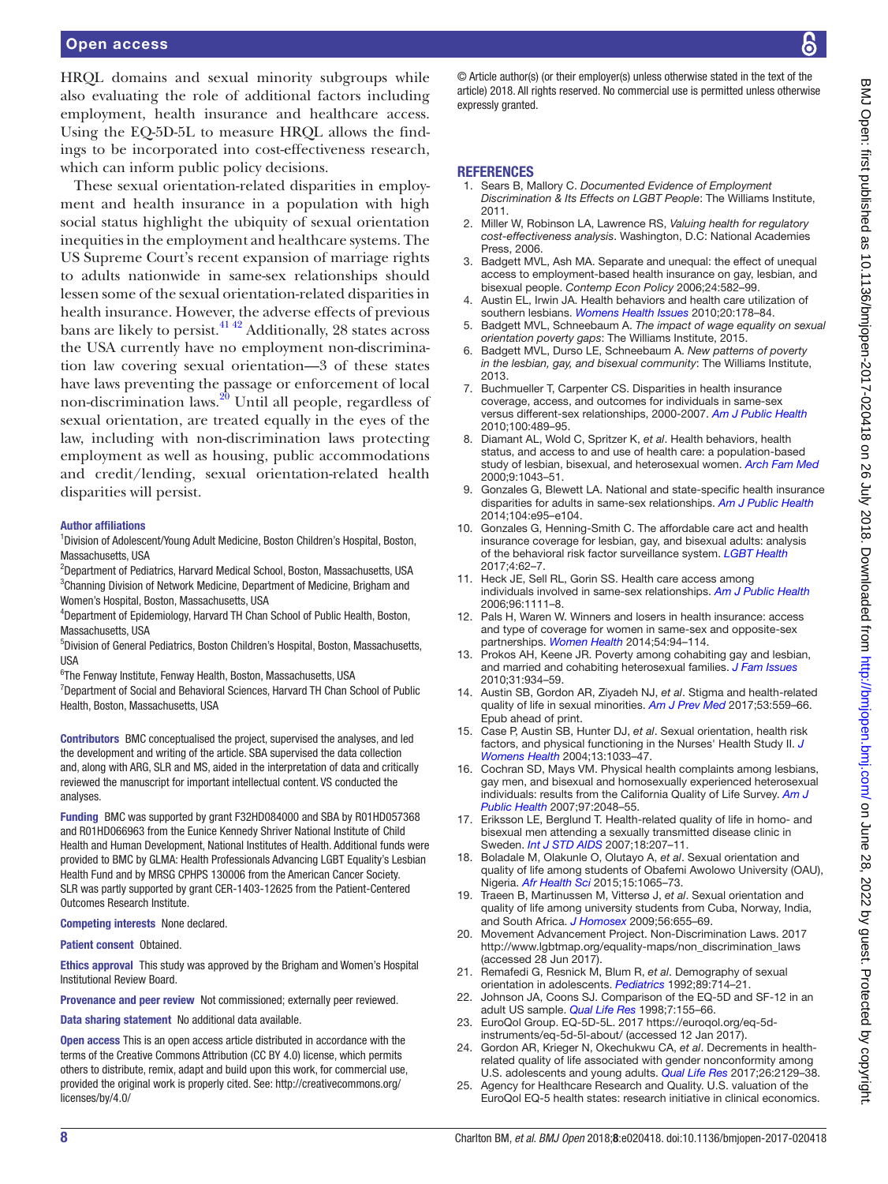HRQL domains and sexual minority subgroups while also evaluating the role of additional factors including employment, health insurance and healthcare access. Using the EQ-5D-5L to measure HRQL allows the findings to be incorporated into cost-effectiveness research, which can inform public policy decisions.

These sexual orientation-related disparities in employment and health insurance in a population with high social status highlight the ubiquity of sexual orientation inequities in the employment and healthcare systems. The US Supreme Court's recent expansion of marriage rights to adults nationwide in same-sex relationships should lessen some of the sexual orientation-related disparities in health insurance. However, the adverse effects of previous bans are likely to persist.[41 42] Additionally, 28 states across the USA currently have no employment non-discrimination law covering sexual orientation—3 of these states have laws preventing the passage or enforcement of local non-discrimination laws.[20] Until all people, regardless of sexual orientation, are treated equally in the eyes of the law, including with non-discrimination laws protecting employment as well as housing, public accommodations and credit/lending, sexual orientation-related health disparities will persist.

**Author affiliations**

[1]Division of Adolescent/Young Adult Medicine, Boston Children's Hospital, Boston, Massachusetts, USA
[2]Department of Pediatrics, Harvard Medical School, Boston, Massachusetts, USA
[3]Channing Division of Network Medicine, Department of Medicine, Brigham and Women's Hospital, Boston, Massachusetts, USA
[4]Department of Epidemiology, Harvard TH Chan School of Public Health, Boston, Massachusetts, USA
[5]Division of General Pediatrics, Boston Children's Hospital, Boston, Massachusetts, USA
[6]The Fenway Institute, Fenway Health, Boston, Massachusetts, USA
[7]Department of Social and Behavioral Sciences, Harvard TH Chan School of Public Health, Boston, Massachusetts, USA

**Contributors** BMC conceptualised the project, supervised the analyses, and led the development and writing of the article. SBA supervised the data collection and, along with ARG, SLR and MS, aided in the interpretation of data and critically reviewed the manuscript for important intellectual content. VS conducted the analyses.

**Funding** BMC was supported by grant F32HD084000 and SBA by R01HD057368 and R01HD066963 from the Eunice Kennedy Shriver National Institute of Child Health and Human Development, National Institutes of Health. Additional funds were provided to BMC by GLMA: Health Professionals Advancing LGBT Equality's Lesbian Health Fund and by MRSG CPHPS 130006 from the American Cancer Society. SLR was partly supported by grant CER-1403-12625 from the Patient-Centered Outcomes Research Institute.

**Competing interests** None declared.

**Patient consent** Obtained.

**Ethics approval** This study was approved by the Brigham and Women's Hospital Institutional Review Board.

**Provenance and peer review** Not commissioned; externally peer reviewed.

**Data sharing statement** No additional data available.

**Open access** This is an open access article distributed in accordance with the terms of the Creative Commons Attribution (CC BY 4.0) license, which permits others to distribute, remix, adapt and build upon this work, for commercial use, provided the original work is properly cited. See: http://creativecommons.org/licenses/by/4.0/

© Article author(s) (or their employer(s) unless otherwise stated in the text of the article) 2018. All rights reserved. No commercial use is permitted unless otherwise expressly granted.

## REFERENCES

1. Sears B, Mallory C. *Documented Evidence of Employment Discrimination & Its Effects on LGBT People*: The Williams Institute, 2011.
2. Miller W, Robinson LA, Lawrence RS, *Valuing health for regulatory cost-effectiveness analysis*. Washington, D.C: National Academies Press, 2006.
3. Badgett MVL, Ash MA. Separate and unequal: the effect of unequal access to employment-based health insurance on gay, lesbian, and bisexual people. *Contemp Econ Policy* 2006;24:582–99.
4. Austin EL, Irwin JA. Health behaviors and health care utilization of southern lesbians. *Womens Health Issues* 2010;20:178–84.
5. Badgett MVL, Schneebaum A. *The impact of wage equality on sexual orientation poverty gaps*: The Williams Institute, 2015.
6. Badgett MVL, Durso LE, Schneebaum A. *New patterns of poverty in the lesbian, gay, and bisexual community*: The Williams Institute, 2013.
7. Buchmueller T, Carpenter CS. Disparities in health insurance coverage, access, and outcomes for individuals in same-sex versus different-sex relationships, 2000-2007. *Am J Public Health* 2010;100:489–95.
8. Diamant AL, Wold C, Spritzer K, *et al*. Health behaviors, health status, and access to and use of health care: a population-based study of lesbian, bisexual, and heterosexual women. *Arch Fam Med* 2000;9:1043–51.
9. Gonzales G, Blewett LA. National and state-specific health insurance disparities for adults in same-sex relationships. *Am J Public Health* 2014;104:e95–e104.
10. Gonzales G, Henning-Smith C. The affordable care act and health insurance coverage for lesbian, gay, and bisexual adults: analysis of the behavioral risk factor surveillance system. *LGBT Health* 2017;4:62–7.
11. Heck JE, Sell RL, Gorin SS. Health care access among individuals involved in same-sex relationships. *Am J Public Health* 2006;96:1111–8.
12. Pals H, Waren W. Winners and losers in health insurance: access and type of coverage for women in same-sex and opposite-sex partnerships. *Women Health* 2014;54:94–114.
13. Prokos AH, Keene JR. Poverty among cohabiting gay and lesbian, and married and cohabiting heterosexual families. *J Fam Issues* 2010;31:934–59.
14. Austin SB, Gordon AR, Ziyadeh NJ, *et al*. Stigma and health-related quality of life in sexual minorities. *Am J Prev Med* 2017;53:559–66. Epub ahead of print.
15. Case P, Austin SB, Hunter DJ, *et al*. Sexual orientation, health risk factors, and physical functioning in the Nurses' Health Study II. *J Womens Health* 2004;13:1033–47.
16. Cochran SD, Mays VM. Physical health complaints among lesbians, gay men, and bisexual and homosexually experienced heterosexual individuals: results from the California Quality of Life Survey. *Am J Public Health* 2007;97:2048–55.
17. Eriksson LE, Berglund T. Health-related quality of life in homo- and bisexual men attending a sexually transmitted disease clinic in Sweden. *Int J STD AIDS* 2007;18:207–11.
18. Boladale M, Olakunle O, Olutayo A, *et al*. Sexual orientation and quality of life among students of Obafemi Awolowo University (OAU), Nigeria. *Afr Health Sci* 2015;15:1065–73.
19. Traeen B, Martinussen M, Vittersø J, *et al*. Sexual orientation and quality of life among university students from Cuba, Norway, India, and South Africa. *J Homosex* 2009;56:655–69.
20. Movement Advancement Project. Non-Discrimination Laws. 2017 http://www.lgbtmap.org/equality-maps/non_discrimination_laws (accessed 28 Jun 2017).
21. Remafedi G, Resnick M, Blum R, *et al*. Demography of sexual orientation in adolescents. *Pediatrics* 1992;89:714–21.
22. Johnson JA, Coons SJ. Comparison of the EQ-5D and SF-12 in an adult US sample. *Qual Life Res* 1998;7:155–66.
23. EuroQol Group. EQ-5D-5L. 2017 https://euroqol.org/eq-5d-instruments/eq-5d-5l-about/ (accessed 12 Jan 2017).
24. Gordon AR, Krieger N, Okechukwu CA, *et al*. Decrements in health-related quality of life associated with gender nonconformity among U.S. adolescents and young adults. *Qual Life Res* 2017;26:2129–38.
25. Agency for Healthcare Research and Quality. U.S. valuation of the EuroQol EQ-5 health states: research initiative in clinical economics.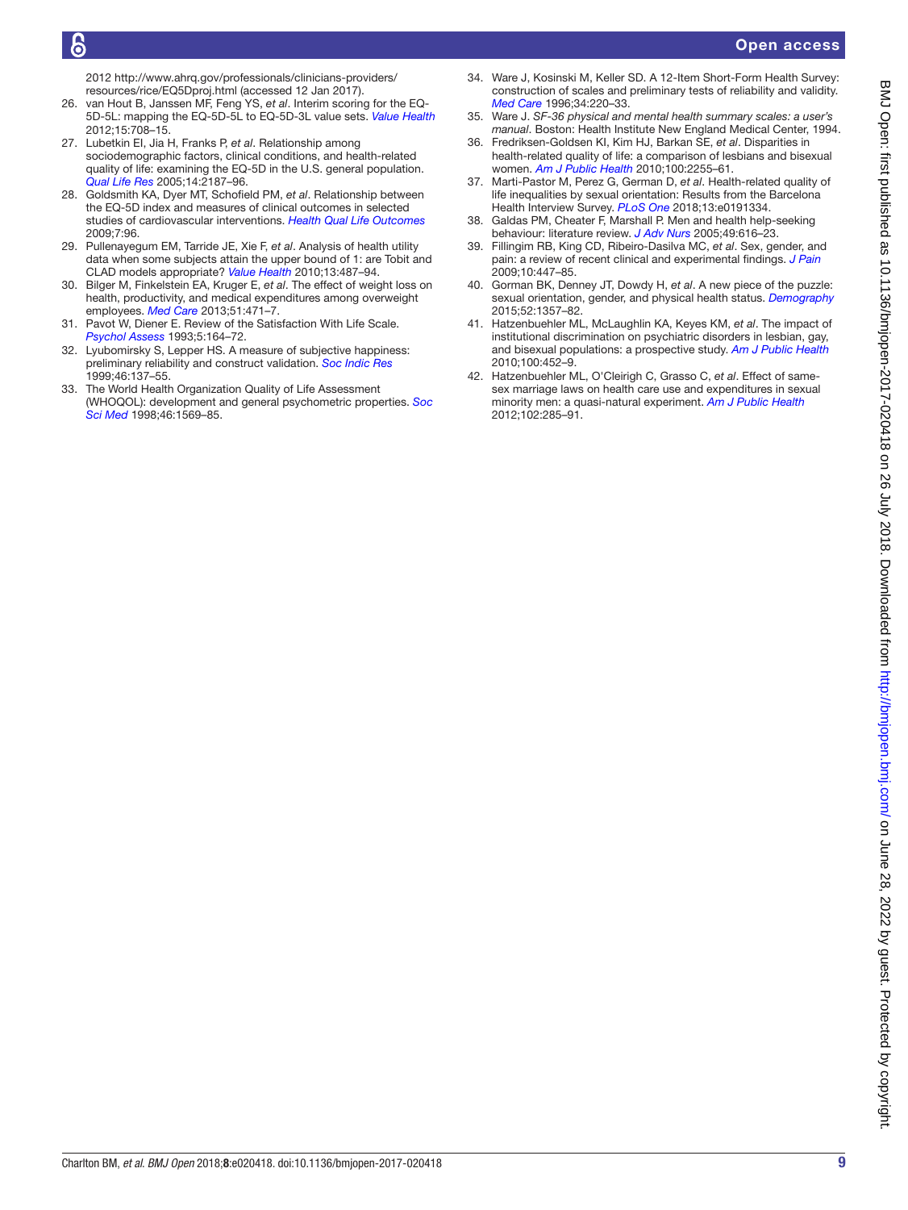2012 http://www.ahrq.gov/professionals/clinicians-providers/resources/rice/EQ5Dproj.html (accessed 12 Jan 2017).

26. van Hout B, Janssen MF, Feng YS, *et al*. Interim scoring for the EQ-5D-5L: mapping the EQ-5D-5L to EQ-5D-3L value sets. *Value Health* 2012;15:708–15.
27. Lubetkin EI, Jia H, Franks P, *et al*. Relationship among sociodemographic factors, clinical conditions, and health-related quality of life: examining the EQ-5D in the U.S. general population. *Qual Life Res* 2005;14:2187–96.
28. Goldsmith KA, Dyer MT, Schofield PM, *et al*. Relationship between the EQ-5D index and measures of clinical outcomes in selected studies of cardiovascular interventions. *Health Qual Life Outcomes* 2009;7:96.
29. Pullenayegum EM, Tarride JE, Xie F, *et al*. Analysis of health utility data when some subjects attain the upper bound of 1: are Tobit and CLAD models appropriate? *Value Health* 2010;13:487–94.
30. Bilger M, Finkelstein EA, Kruger E, *et al*. The effect of weight loss on health, productivity, and medical expenditures among overweight employees. *Med Care* 2013;51:471–7.
31. Pavot W, Diener E. Review of the Satisfaction With Life Scale. *Psychol Assess* 1993;5:164–72.
32. Lyubomirsky S, Lepper HS. A measure of subjective happiness: preliminary reliability and construct validation. *Soc Indic Res* 1999;46:137–55.
33. The World Health Organization Quality of Life Assessment (WHOQOL): development and general psychometric properties. *Soc Sci Med* 1998;46:1569–85.
34. Ware J, Kosinski M, Keller SD. A 12-Item Short-Form Health Survey: construction of scales and preliminary tests of reliability and validity. *Med Care* 1996;34:220–33.
35. Ware J. *SF-36 physical and mental health summary scales: a user's manual*. Boston: Health Institute New England Medical Center, 1994.
36. Fredriksen-Goldsen KI, Kim HJ, Barkan SE, *et al*. Disparities in health-related quality of life: a comparison of lesbians and bisexual women. *Am J Public Health* 2010;100:2255–61.
37. Marti-Pastor M, Perez G, German D, *et al*. Health-related quality of life inequalities by sexual orientation: Results from the Barcelona Health Interview Survey. *PLoS One* 2018;13:e0191334.
38. Galdas PM, Cheater F, Marshall P. Men and health help-seeking behaviour: literature review. *J Adv Nurs* 2005;49:616–23.
39. Fillingim RB, King CD, Ribeiro-Dasilva MC, *et al*. Sex, gender, and pain: a review of recent clinical and experimental findings. *J Pain* 2009;10:447–85.
40. Gorman BK, Denney JT, Dowdy H, *et al*. A new piece of the puzzle: sexual orientation, gender, and physical health status. *Demography* 2015;52:1357–82.
41. Hatzenbuehler ML, McLaughlin KA, Keyes KM, *et al*. The impact of institutional discrimination on psychiatric disorders in lesbian, gay, and bisexual populations: a prospective study. *Am J Public Health* 2010;100:452–9.
42. Hatzenbuehler ML, O'Cleirigh C, Grasso C, *et al*. Effect of same-sex marriage laws on health care use and expenditures in sexual minority men: a quasi-natural experiment. *Am J Public Health* 2012;102:285–91.